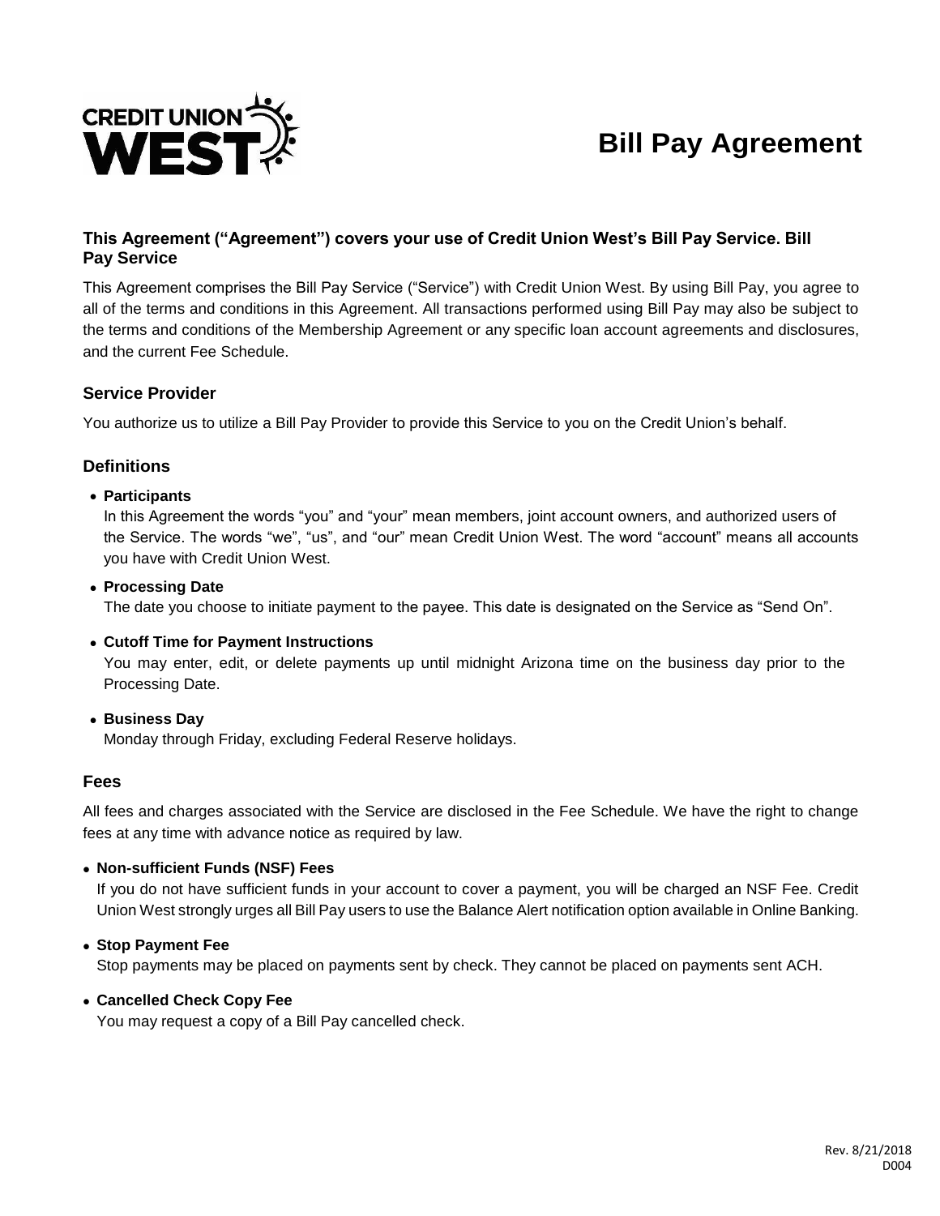# Bill Pay Agreement

**This Agreement ("Agreement") covers your use of Credit Union West's Bill Pay Service. Bill Pay Service**

This Agreement comprises the Bill Pay Service ("Service") with Credit Union West. By using Bill Pay, you agree to all of the terms and conditions in this Agreement. All transactions performed using Bill Pay may also be subject to the terms and conditions of the Membership Agreement or any specific loan account agreements and disclosures, and the current Fee Schedule.

### Service Provider

You authorize us to utilize a Bill Pay Provider to provide this Service to you on the Credit Union's behalf.

### Definitions

- **Participants**
  In this Agreement the words "you" and "your" mean members, joint account owners, and authorized users of the Service. The words "we", "us", and "our" mean Credit Union West. The word "account" means all accounts you have with Credit Union West.
- **Processing Date**
  The date you choose to initiate payment to the payee. This date is designated on the Service as "Send On".
- **Cutoff Time for Payment Instructions**
  You may enter, edit, or delete payments up until midnight Arizona time on the business day prior to the Processing Date.
- **Business Day**
  Monday through Friday, excluding Federal Reserve holidays.

### Fees

All fees and charges associated with the Service are disclosed in the Fee Schedule. We have the right to change fees at any time with advance notice as required by law.

- **Non-sufficient Funds (NSF) Fees**
  If you do not have sufficient funds in your account to cover a payment, you will be charged an NSF Fee. Credit Union West strongly urges all Bill Pay users to use the Balance Alert notification option available in Online Banking.
- **Stop Payment Fee**
  Stop payments may be placed on payments sent by check. They cannot be placed on payments sent ACH.
- **Cancelled Check Copy Fee**
  You may request a copy of a Bill Pay cancelled check.

Rev. 8/21/2018
D004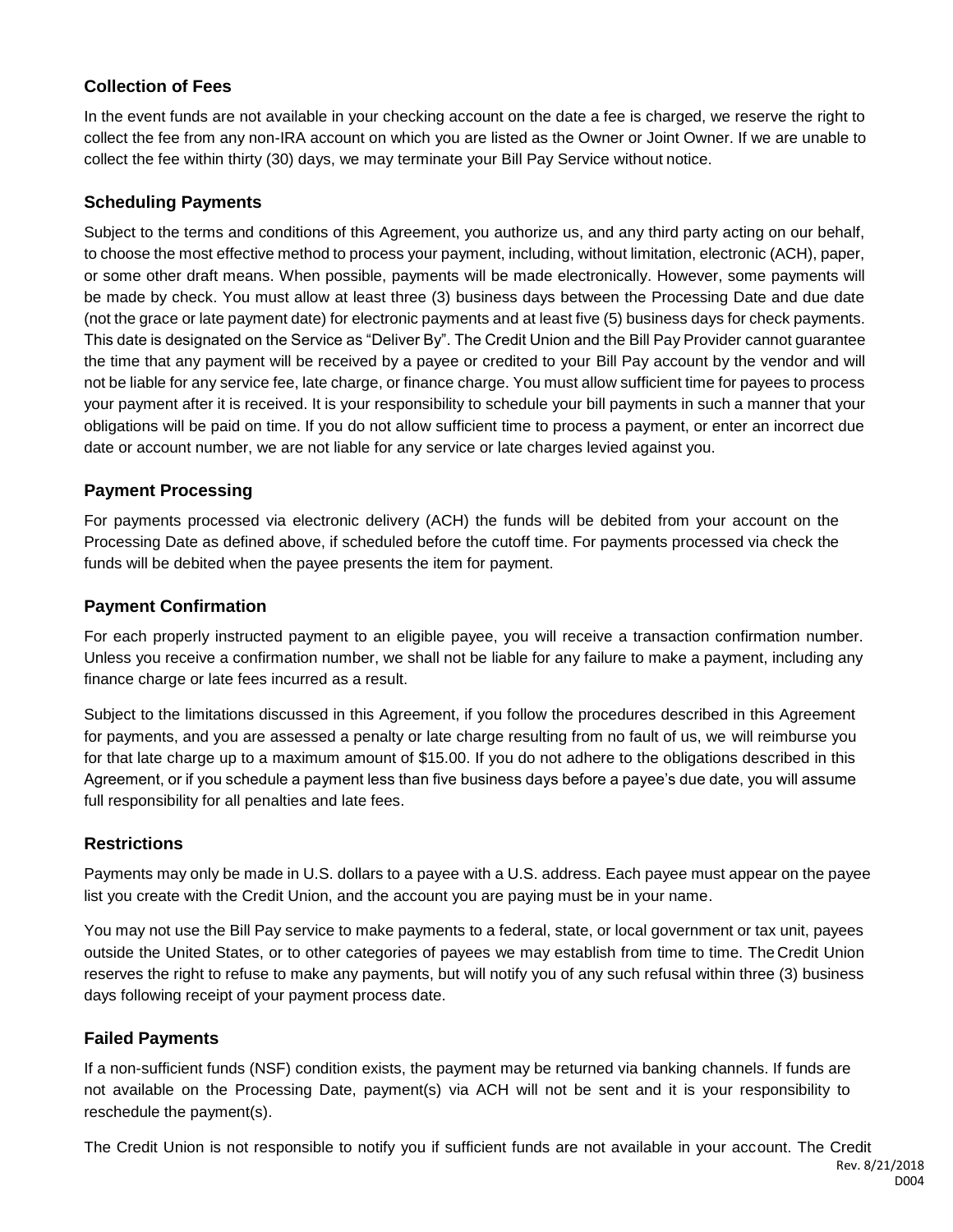## Collection of Fees

In the event funds are not available in your checking account on the date a fee is charged, we reserve the right to collect the fee from any non-IRA account on which you are listed as the Owner or Joint Owner. If we are unable to collect the fee within thirty (30) days, we may terminate your Bill Pay Service without notice.

## Scheduling Payments

Subject to the terms and conditions of this Agreement, you authorize us, and any third party acting on our behalf, to choose the most effective method to process your payment, including, without limitation, electronic (ACH), paper, or some other draft means. When possible, payments will be made electronically. However, some payments will be made by check. You must allow at least three (3) business days between the Processing Date and due date (not the grace or late payment date) for electronic payments and at least five (5) business days for check payments. This date is designated on the Service as "Deliver By". The Credit Union and the Bill Pay Provider cannot guarantee the time that any payment will be received by a payee or credited to your Bill Pay account by the vendor and will not be liable for any service fee, late charge, or finance charge. You must allow sufficient time for payees to process your payment after it is received. It is your responsibility to schedule your bill payments in such a manner that your obligations will be paid on time. If you do not allow sufficient time to process a payment, or enter an incorrect due date or account number, we are not liable for any service or late charges levied against you.

## Payment Processing

For payments processed via electronic delivery (ACH) the funds will be debited from your account on the Processing Date as defined above, if scheduled before the cutoff time. For payments processed via check the funds will be debited when the payee presents the item for payment.

## Payment Confirmation

For each properly instructed payment to an eligible payee, you will receive a transaction confirmation number. Unless you receive a confirmation number, we shall not be liable for any failure to make a payment, including any finance charge or late fees incurred as a result.

Subject to the limitations discussed in this Agreement, if you follow the procedures described in this Agreement for payments, and you are assessed a penalty or late charge resulting from no fault of us, we will reimburse you for that late charge up to a maximum amount of $15.00. If you do not adhere to the obligations described in this Agreement, or if you schedule a payment less than five business days before a payee's due date, you will assume full responsibility for all penalties and late fees.

## Restrictions

Payments may only be made in U.S. dollars to a payee with a U.S. address. Each payee must appear on the payee list you create with the Credit Union, and the account you are paying must be in your name.

You may not use the Bill Pay service to make payments to a federal, state, or local government or tax unit, payees outside the United States, or to other categories of payees we may establish from time to time. The Credit Union reserves the right to refuse to make any payments, but will notify you of any such refusal within three (3) business days following receipt of your payment process date.

## Failed Payments

If a non-sufficient funds (NSF) condition exists, the payment may be returned via banking channels. If funds are not available on the Processing Date, payment(s) via ACH will not be sent and it is your responsibility to reschedule the payment(s).

The Credit Union is not responsible to notify you if sufficient funds are not available in your account. The Credit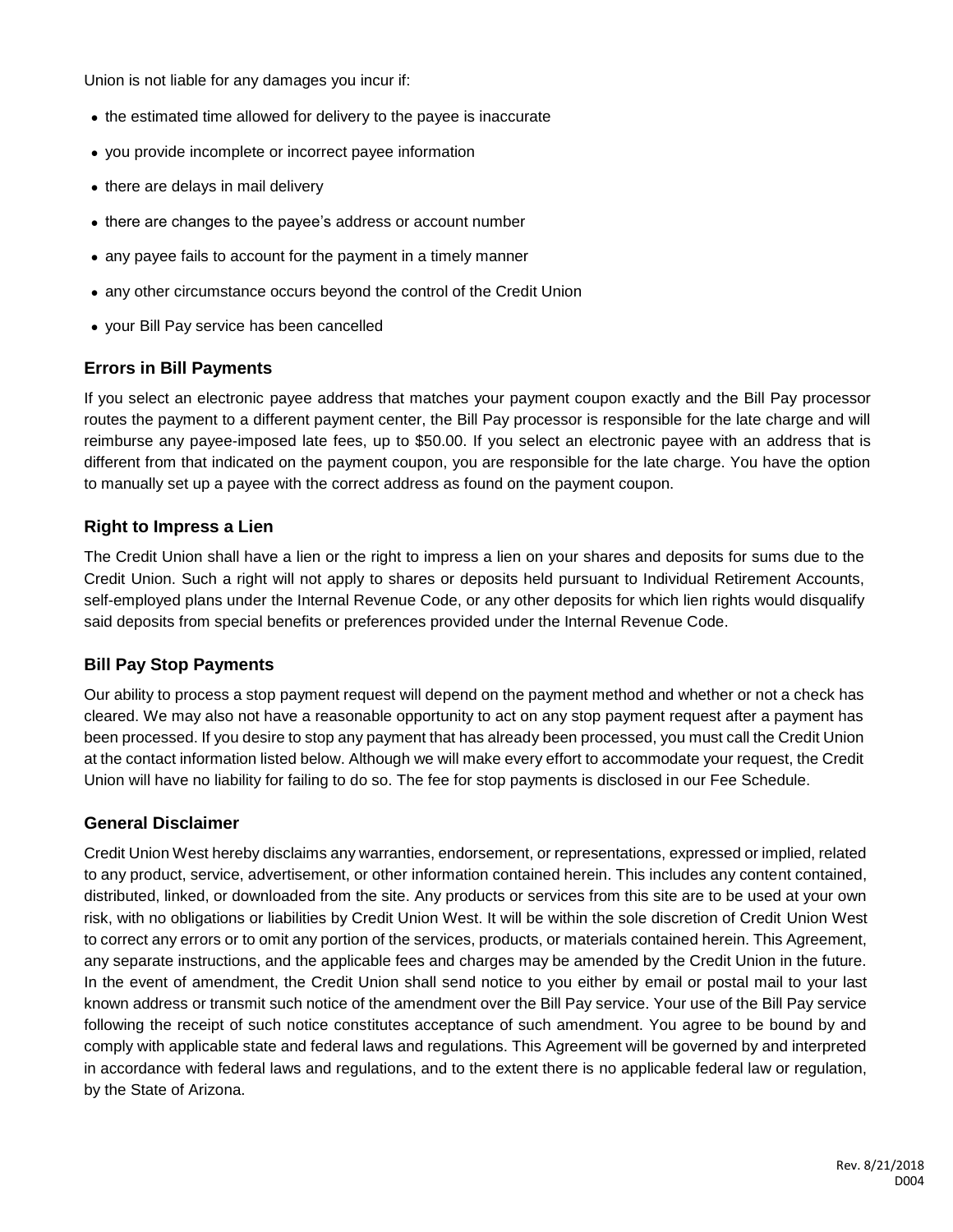Union is not liable for any damages you incur if:

- the estimated time allowed for delivery to the payee is inaccurate
- you provide incomplete or incorrect payee information
- there are delays in mail delivery
- there are changes to the payee's address or account number
- any payee fails to account for the payment in a timely manner
- any other circumstance occurs beyond the control of the Credit Union
- your Bill Pay service has been cancelled

### Errors in Bill Payments

If you select an electronic payee address that matches your payment coupon exactly and the Bill Pay processor routes the payment to a different payment center, the Bill Pay processor is responsible for the late charge and will reimburse any payee-imposed late fees, up to $50.00. If you select an electronic payee with an address that is different from that indicated on the payment coupon, you are responsible for the late charge. You have the option to manually set up a payee with the correct address as found on the payment coupon.

### Right to Impress a Lien

The Credit Union shall have a lien or the right to impress a lien on your shares and deposits for sums due to the Credit Union. Such a right will not apply to shares or deposits held pursuant to Individual Retirement Accounts, self-employed plans under the Internal Revenue Code, or any other deposits for which lien rights would disqualify said deposits from special benefits or preferences provided under the Internal Revenue Code.

### Bill Pay Stop Payments

Our ability to process a stop payment request will depend on the payment method and whether or not a check has cleared. We may also not have a reasonable opportunity to act on any stop payment request after a payment has been processed. If you desire to stop any payment that has already been processed, you must call the Credit Union at the contact information listed below. Although we will make every effort to accommodate your request, the Credit Union will have no liability for failing to do so. The fee for stop payments is disclosed in our Fee Schedule.

### General Disclaimer

Credit Union West hereby disclaims any warranties, endorsement, or representations, expressed or implied, related to any product, service, advertisement, or other information contained herein. This includes any content contained, distributed, linked, or downloaded from the site. Any products or services from this site are to be used at your own risk, with no obligations or liabilities by Credit Union West. It will be within the sole discretion of Credit Union West to correct any errors or to omit any portion of the services, products, or materials contained herein. This Agreement, any separate instructions, and the applicable fees and charges may be amended by the Credit Union in the future. In the event of amendment, the Credit Union shall send notice to you either by email or postal mail to your last known address or transmit such notice of the amendment over the Bill Pay service. Your use of the Bill Pay service following the receipt of such notice constitutes acceptance of such amendment. You agree to be bound by and comply with applicable state and federal laws and regulations. This Agreement will be governed by and interpreted in accordance with federal laws and regulations, and to the extent there is no applicable federal law or regulation, by the State of Arizona.

Rev. 8/21/2018
D004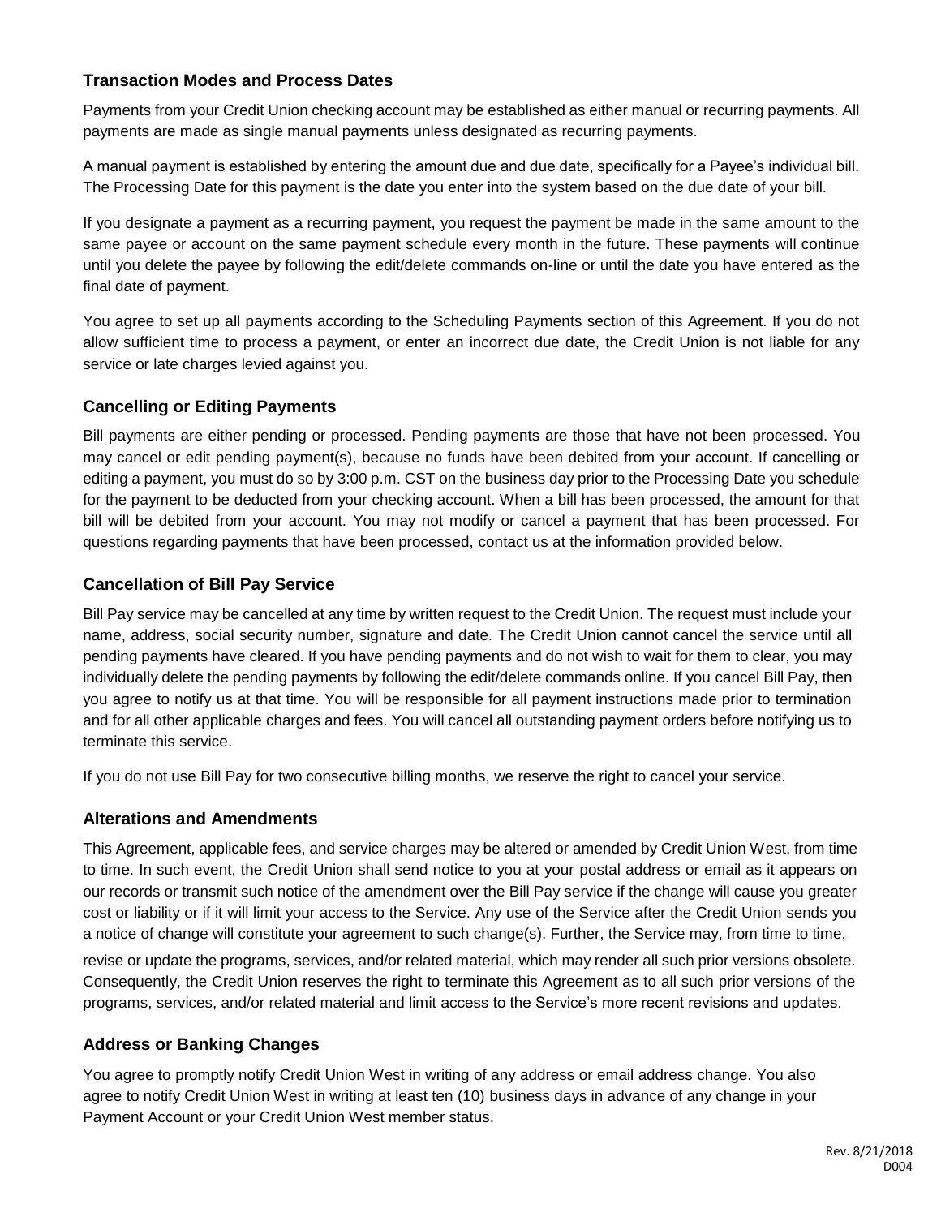## Transaction Modes and Process Dates

Payments from your Credit Union checking account may be established as either manual or recurring payments. All payments are made as single manual payments unless designated as recurring payments.

A manual payment is established by entering the amount due and due date, specifically for a Payee's individual bill. The Processing Date for this payment is the date you enter into the system based on the due date of your bill.

If you designate a payment as a recurring payment, you request the payment be made in the same amount to the same payee or account on the same payment schedule every month in the future. These payments will continue until you delete the payee by following the edit/delete commands on-line or until the date you have entered as the final date of payment.

You agree to set up all payments according to the Scheduling Payments section of this Agreement. If you do not allow sufficient time to process a payment, or enter an incorrect due date, the Credit Union is not liable for any service or late charges levied against you.

## Cancelling or Editing Payments

Bill payments are either pending or processed. Pending payments are those that have not been processed. You may cancel or edit pending payment(s), because no funds have been debited from your account. If cancelling or editing a payment, you must do so by 3:00 p.m. CST on the business day prior to the Processing Date you schedule for the payment to be deducted from your checking account. When a bill has been processed, the amount for that bill will be debited from your account. You may not modify or cancel a payment that has been processed. For questions regarding payments that have been processed, contact us at the information provided below.

## Cancellation of Bill Pay Service

Bill Pay service may be cancelled at any time by written request to the Credit Union. The request must include your name, address, social security number, signature and date. The Credit Union cannot cancel the service until all pending payments have cleared. If you have pending payments and do not wish to wait for them to clear, you may individually delete the pending payments by following the edit/delete commands online. If you cancel Bill Pay, then you agree to notify us at that time. You will be responsible for all payment instructions made prior to termination and for all other applicable charges and fees. You will cancel all outstanding payment orders before notifying us to terminate this service.

If you do not use Bill Pay for two consecutive billing months, we reserve the right to cancel your service.

## Alterations and Amendments

This Agreement, applicable fees, and service charges may be altered or amended by Credit Union West, from time to time. In such event, the Credit Union shall send notice to you at your postal address or email as it appears on our records or transmit such notice of the amendment over the Bill Pay service if the change will cause you greater cost or liability or if it will limit your access to the Service. Any use of the Service after the Credit Union sends you a notice of change will constitute your agreement to such change(s). Further, the Service may, from time to time, revise or update the programs, services, and/or related material, which may render all such prior versions obsolete. Consequently, the Credit Union reserves the right to terminate this Agreement as to all such prior versions of the programs, services, and/or related material and limit access to the Service's more recent revisions and updates.

## Address or Banking Changes

You agree to promptly notify Credit Union West in writing of any address or email address change. You also agree to notify Credit Union West in writing at least ten (10) business days in advance of any change in your Payment Account or your Credit Union West member status.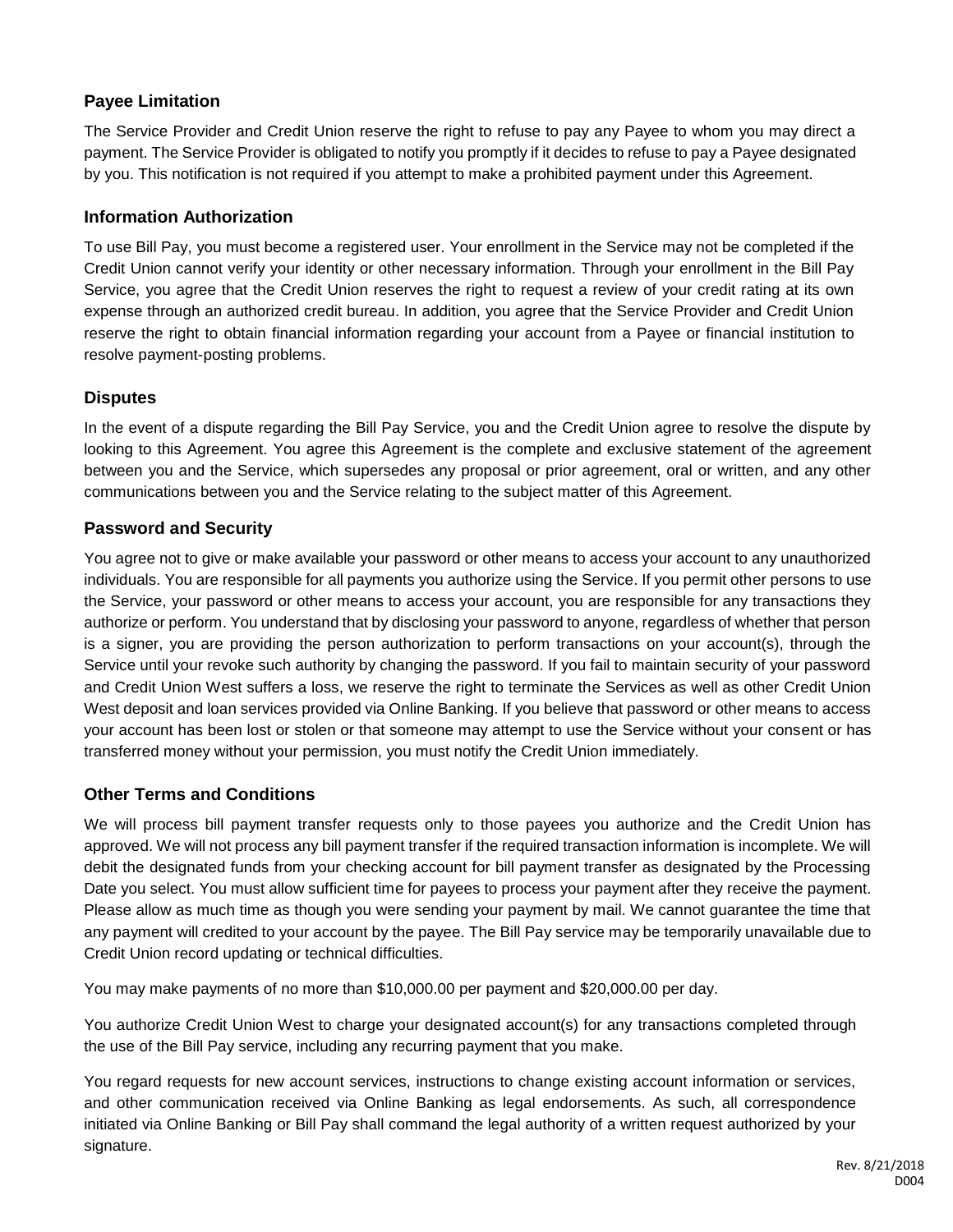## Payee Limitation

The Service Provider and Credit Union reserve the right to refuse to pay any Payee to whom you may direct a payment. The Service Provider is obligated to notify you promptly if it decides to refuse to pay a Payee designated by you. This notification is not required if you attempt to make a prohibited payment under this Agreement.

## Information Authorization

To use Bill Pay, you must become a registered user. Your enrollment in the Service may not be completed if the Credit Union cannot verify your identity or other necessary information. Through your enrollment in the Bill Pay Service, you agree that the Credit Union reserves the right to request a review of your credit rating at its own expense through an authorized credit bureau. In addition, you agree that the Service Provider and Credit Union reserve the right to obtain financial information regarding your account from a Payee or financial institution to resolve payment-posting problems.

## Disputes

In the event of a dispute regarding the Bill Pay Service, you and the Credit Union agree to resolve the dispute by looking to this Agreement. You agree this Agreement is the complete and exclusive statement of the agreement between you and the Service, which supersedes any proposal or prior agreement, oral or written, and any other communications between you and the Service relating to the subject matter of this Agreement.

## Password and Security

You agree not to give or make available your password or other means to access your account to any unauthorized individuals. You are responsible for all payments you authorize using the Service. If you permit other persons to use the Service, your password or other means to access your account, you are responsible for any transactions they authorize or perform. You understand that by disclosing your password to anyone, regardless of whether that person is a signer, you are providing the person authorization to perform transactions on your account(s), through the Service until your revoke such authority by changing the password. If you fail to maintain security of your password and Credit Union West suffers a loss, we reserve the right to terminate the Services as well as other Credit Union West deposit and loan services provided via Online Banking. If you believe that password or other means to access your account has been lost or stolen or that someone may attempt to use the Service without your consent or has transferred money without your permission, you must notify the Credit Union immediately.

## Other Terms and Conditions

We will process bill payment transfer requests only to those payees you authorize and the Credit Union has approved. We will not process any bill payment transfer if the required transaction information is incomplete. We will debit the designated funds from your checking account for bill payment transfer as designated by the Processing Date you select. You must allow sufficient time for payees to process your payment after they receive the payment. Please allow as much time as though you were sending your payment by mail. We cannot guarantee the time that any payment will credited to your account by the payee. The Bill Pay service may be temporarily unavailable due to Credit Union record updating or technical difficulties.

You may make payments of no more than $10,000.00 per payment and $20,000.00 per day.

You authorize Credit Union West to charge your designated account(s) for any transactions completed through the use of the Bill Pay service, including any recurring payment that you make.

You regard requests for new account services, instructions to change existing account information or services, and other communication received via Online Banking as legal endorsements. As such, all correspondence initiated via Online Banking or Bill Pay shall command the legal authority of a written request authorized by your signature.

Rev. 8/21/2018
D004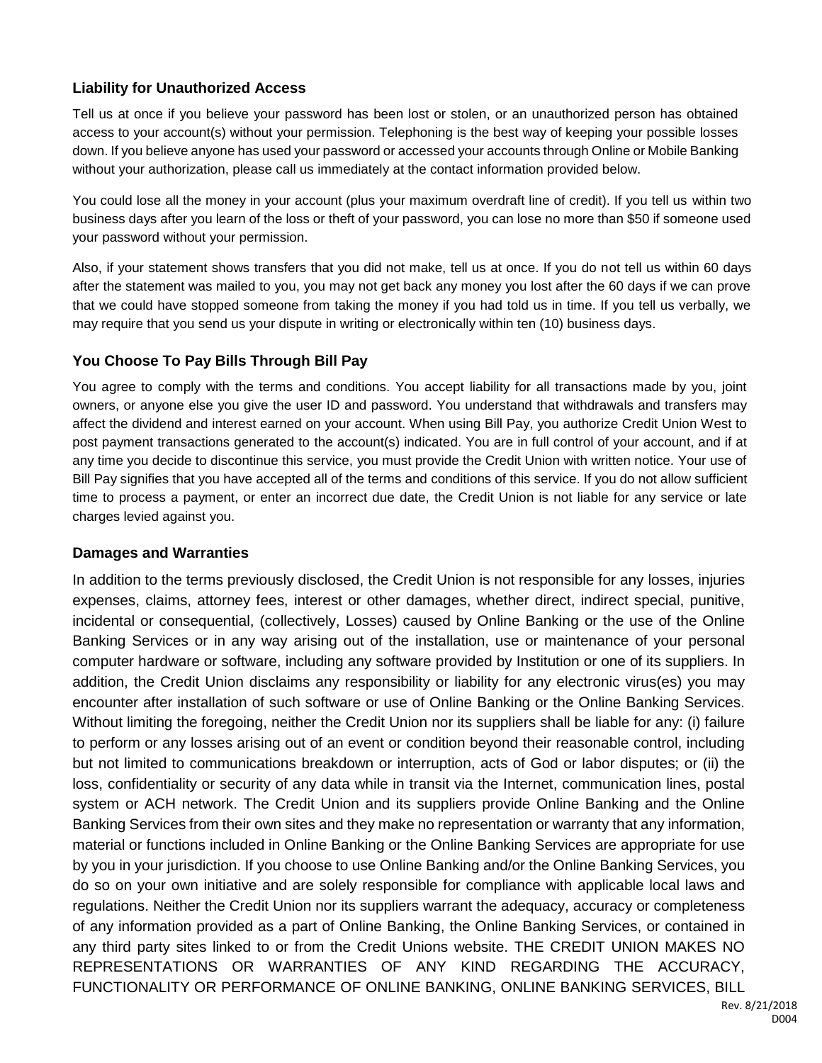## Liability for Unauthorized Access

Tell us at once if you believe your password has been lost or stolen, or an unauthorized person has obtained access to your account(s) without your permission. Telephoning is the best way of keeping your possible losses down. If you believe anyone has used your password or accessed your accounts through Online or Mobile Banking without your authorization, please call us immediately at the contact information provided below.

You could lose all the money in your account (plus your maximum overdraft line of credit). If you tell us within two business days after you learn of the loss or theft of your password, you can lose no more than $50 if someone used your password without your permission.

Also, if your statement shows transfers that you did not make, tell us at once. If you do not tell us within 60 days after the statement was mailed to you, you may not get back any money you lost after the 60 days if we can prove that we could have stopped someone from taking the money if you had told us in time. If you tell us verbally, we may require that you send us your dispute in writing or electronically within ten (10) business days.

## You Choose To Pay Bills Through Bill Pay

You agree to comply with the terms and conditions. You accept liability for all transactions made by you, joint owners, or anyone else you give the user ID and password. You understand that withdrawals and transfers may affect the dividend and interest earned on your account. When using Bill Pay, you authorize Credit Union West to post payment transactions generated to the account(s) indicated. You are in full control of your account, and if at any time you decide to discontinue this service, you must provide the Credit Union with written notice. Your use of Bill Pay signifies that you have accepted all of the terms and conditions of this service. If you do not allow sufficient time to process a payment, or enter an incorrect due date, the Credit Union is not liable for any service or late charges levied against you.

## Damages and Warranties

In addition to the terms previously disclosed, the Credit Union is not responsible for any losses, injuries expenses, claims, attorney fees, interest or other damages, whether direct, indirect special, punitive, incidental or consequential, (collectively, Losses) caused by Online Banking or the use of the Online Banking Services or in any way arising out of the installation, use or maintenance of your personal computer hardware or software, including any software provided by Institution or one of its suppliers. In addition, the Credit Union disclaims any responsibility or liability for any electronic virus(es) you may encounter after installation of such software or use of Online Banking or the Online Banking Services. Without limiting the foregoing, neither the Credit Union nor its suppliers shall be liable for any: (i) failure to perform or any losses arising out of an event or condition beyond their reasonable control, including but not limited to communications breakdown or interruption, acts of God or labor disputes; or (ii) the loss, confidentiality or security of any data while in transit via the Internet, communication lines, postal system or ACH network. The Credit Union and its suppliers provide Online Banking and the Online Banking Services from their own sites and they make no representation or warranty that any information, material or functions included in Online Banking or the Online Banking Services are appropriate for use by you in your jurisdiction. If you choose to use Online Banking and/or the Online Banking Services, you do so on your own initiative and are solely responsible for compliance with applicable local laws and regulations. Neither the Credit Union nor its suppliers warrant the adequacy, accuracy or completeness of any information provided as a part of Online Banking, the Online Banking Services, or contained in any third party sites linked to or from the Credit Unions website. THE CREDIT UNION MAKES NO REPRESENTATIONS OR WARRANTIES OF ANY KIND REGARDING THE ACCURACY, FUNCTIONALITY OR PERFORMANCE OF ONLINE BANKING, ONLINE BANKING SERVICES, BILL

Rev. 8/21/2018
D004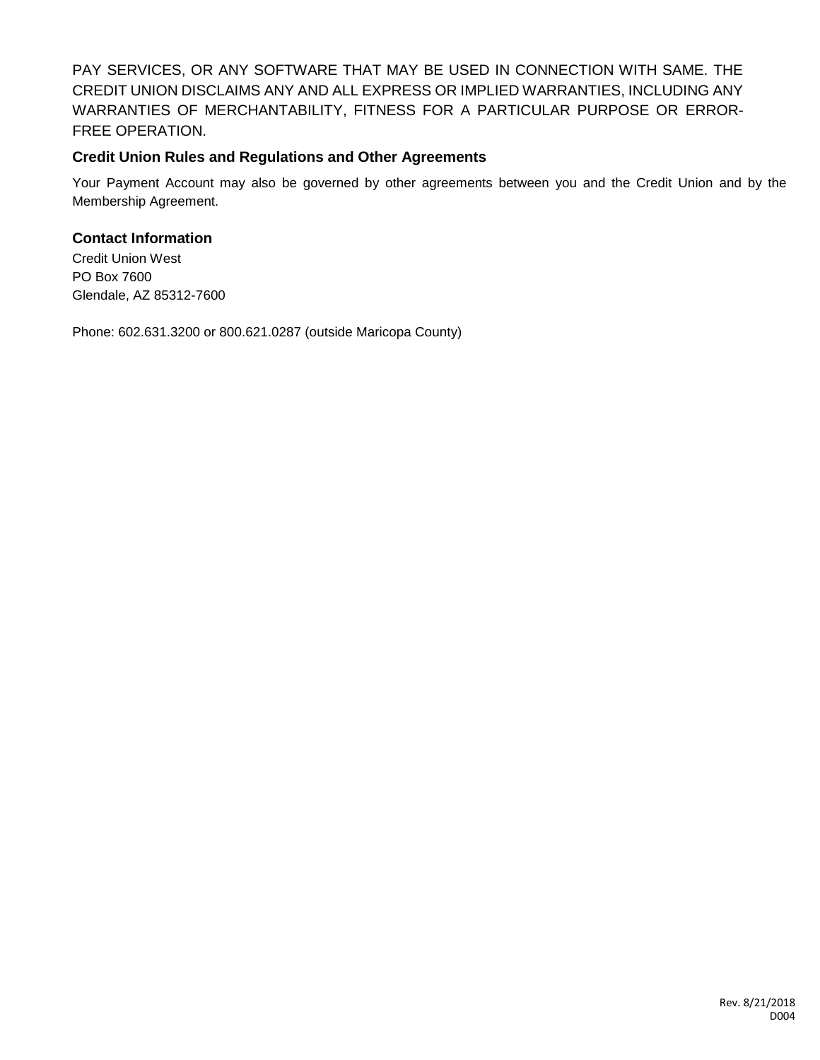PAY SERVICES, OR ANY SOFTWARE THAT MAY BE USED IN CONNECTION WITH SAME. THE CREDIT UNION DISCLAIMS ANY AND ALL EXPRESS OR IMPLIED WARRANTIES, INCLUDING ANY WARRANTIES OF MERCHANTABILITY, FITNESS FOR A PARTICULAR PURPOSE OR ERROR-FREE OPERATION.

### Credit Union Rules and Regulations and Other Agreements

Your Payment Account may also be governed by other agreements between you and the Credit Union and by the Membership Agreement.

### Contact Information

Credit Union West
PO Box 7600
Glendale, AZ 85312-7600

Phone: 602.631.3200 or 800.621.0287 (outside Maricopa County)

Rev. 8/21/2018
D004